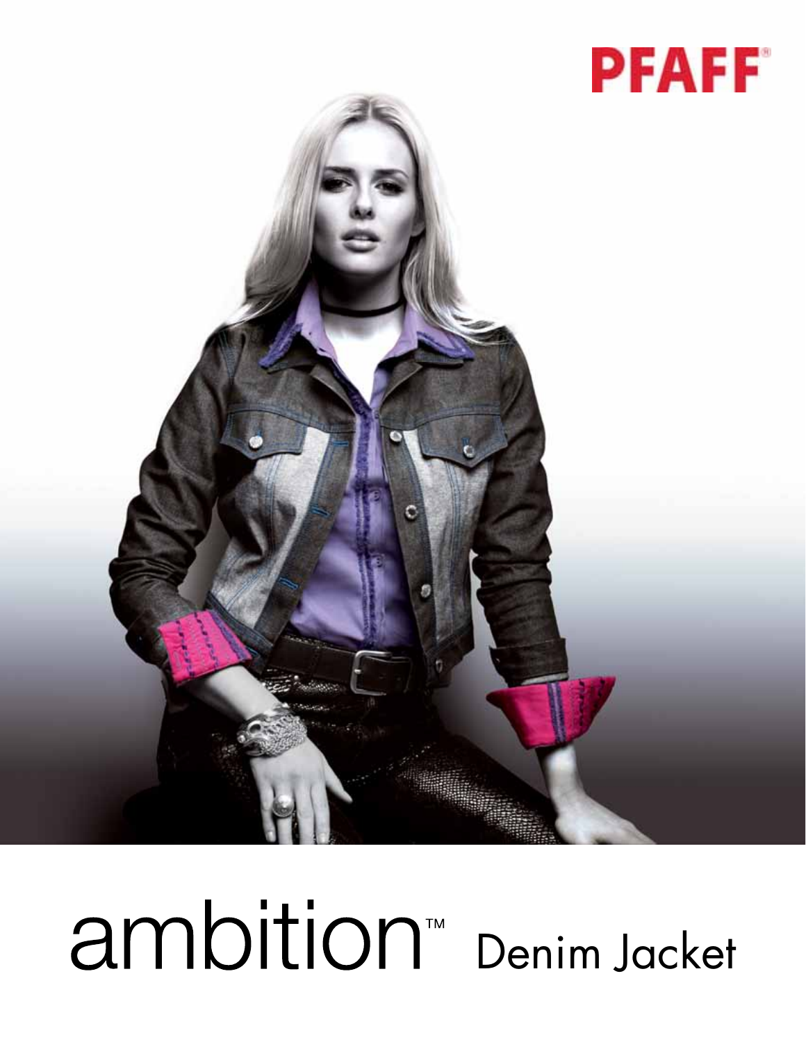PFAFF®

# ambition™ Denim Jacket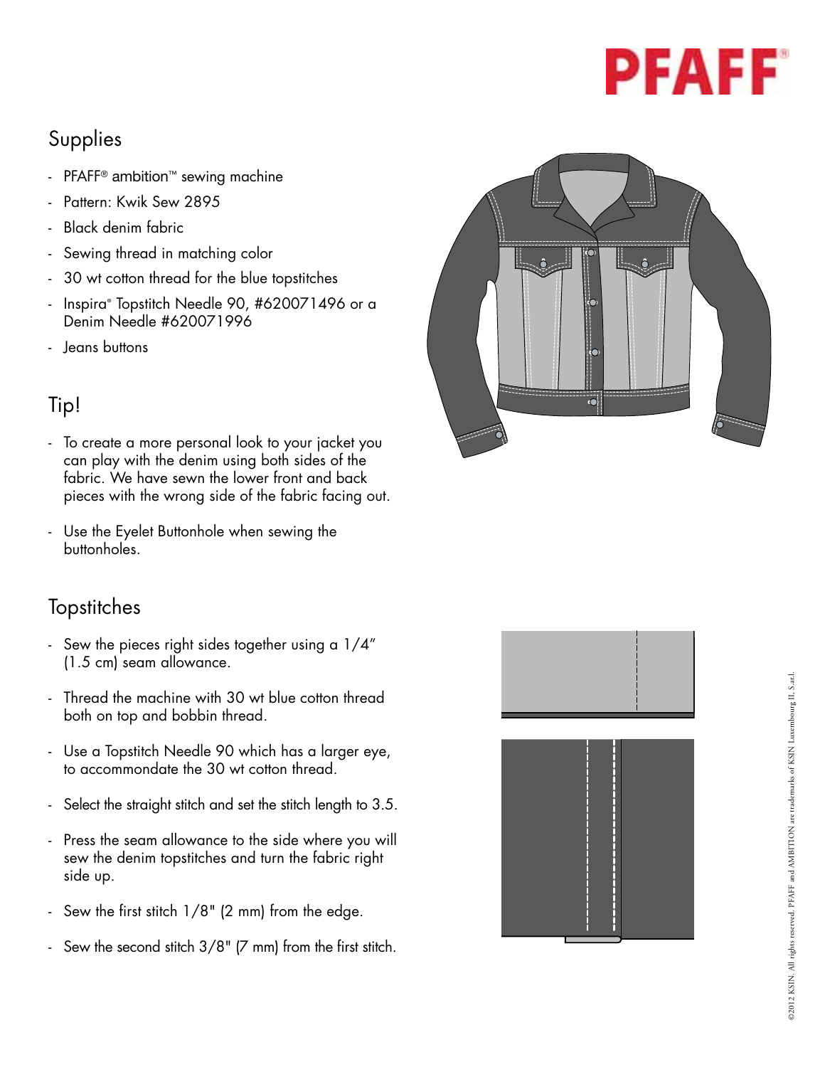PFAFF®

## Supplies

- PFAFF® ambition™ sewing machine
- Pattern: Kwik Sew 2895
- Black denim fabric
- Sewing thread in matching color
- 30 wt cotton thread for the blue topstitches
- Inspira® Topstitch Needle 90, #620071496 or a Denim Needle #620071996
- Jeans buttons

## Tip!

- To create a more personal look to your jacket you can play with the denim using both sides of the fabric. We have sewn the lower front and back pieces with the wrong side of the fabric facing out.
- Use the Eyelet Buttonhole when sewing the buttonholes.

## Topstitches

- Sew the pieces right sides together using a 1/4" (1.5 cm) seam allowance.
- Thread the machine with 30 wt blue cotton thread both on top and bobbin thread.
- Use a Topstitch Needle 90 which has a larger eye, to accommondate the 30 wt cotton thread.
- Select the straight stitch and set the stitch length to 3.5.
- Press the seam allowance to the side where you will sew the denim topstitches and turn the fabric right side up.
- Sew the first stitch 1/8" (2 mm) from the edge.
- Sew the second stitch 3/8" (7 mm) from the first stitch.

©2012 KSIN. All rights reserved. PFAFF and AMBITION are trademarks of KSIN Luxembourg II, S.a.r.l.